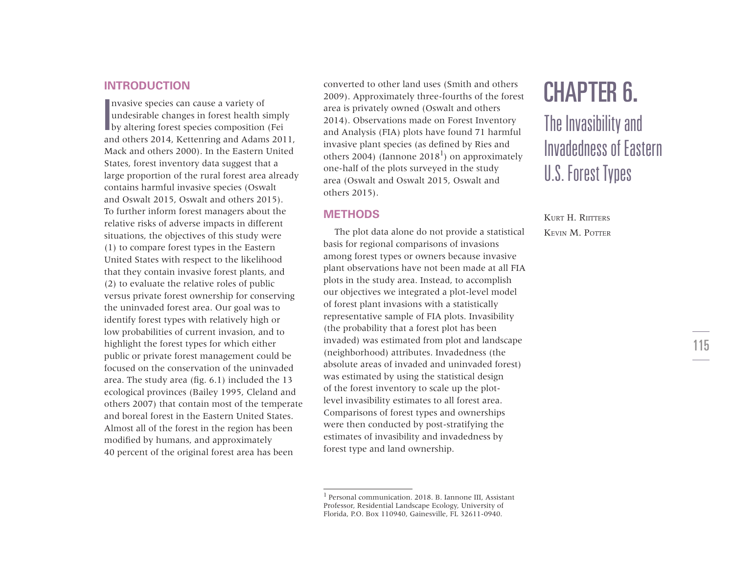# CHAPTER 6.

## The Invasibility and Invadedness of Eastern U.S. Forest Types

Kurt H. Riitters

Kevin M. Potter

### INTRODUCTION

Invasive species can cause a variety of undesirable changes in forest health simply by altering forest species composition (Fei and others 2014, Kettenring and Adams 2011, Mack and others 2000). In the Eastern United States, forest inventory data suggest that a large proportion of the rural forest area already contains harmful invasive species (Oswalt and Oswalt 2015, Oswalt and others 2015). To further inform forest managers about the relative risks of adverse impacts in different situations, the objectives of this study were (1) to compare forest types in the Eastern United States with respect to the likelihood that they contain invasive forest plants, and (2) to evaluate the relative roles of public versus private forest ownership for conserving the uninvaded forest area. Our goal was to identify forest types with relatively high or low probabilities of current invasion, and to highlight the forest types for which either public or private forest management could be focused on the conservation of the uninvaded area. The study area (fig. 6.1) included the 13 ecological provinces (Bailey 1995, Cleland and others 2007) that contain most of the temperate and boreal forest in the Eastern United States. Almost all of the forest in the region has been modified by humans, and approximately 40 percent of the original forest area has been converted to other land uses (Smith and others 2009). Approximately three-fourths of the forest area is privately owned (Oswalt and others 2014). Observations made on Forest Inventory and Analysis (FIA) plots have found 71 harmful invasive plant species (as defined by Ries and others 2004) (Iannone 2018[1]) on approximately one-half of the plots surveyed in the study area (Oswalt and Oswalt 2015, Oswalt and others 2015).

### METHODS

The plot data alone do not provide a statistical basis for regional comparisons of invasions among forest types or owners because invasive plant observations have not been made at all FIA plots in the study area. Instead, to accomplish our objectives we integrated a plot-level model of forest plant invasions with a statistically representative sample of FIA plots. Invasibility (the probability that a forest plot has been invaded) was estimated from plot and landscape (neighborhood) attributes. Invadedness (the absolute areas of invaded and uninvaded forest) was estimated by using the statistical design of the forest inventory to scale up the plot-level invasibility estimates to all forest area. Comparisons of forest types and ownerships were then conducted by post-stratifying the estimates of invasibility and invadedness by forest type and land ownership.

[1] Personal communication. 2018. B. Iannone III, Assistant Professor, Residential Landscape Ecology, University of Florida, P.O. Box 110940, Gainesville, FL 32611-0940.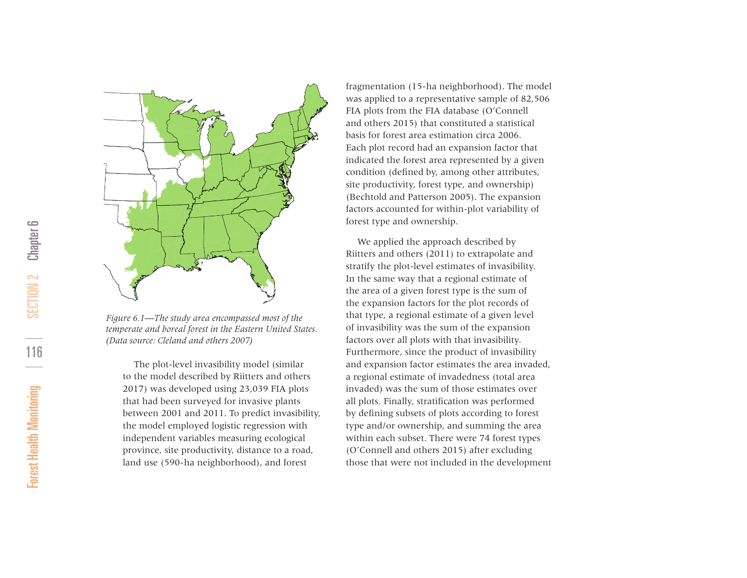Figure 6.1—The study area encompassed most of the temperate and boreal forest in the Eastern United States. (Data source: Cleland and others 2007)

The plot-level invasibility model (similar to the model described by Riitters and others 2017) was developed using 23,039 FIA plots that had been surveyed for invasive plants between 2001 and 2011. To predict invasibility, the model employed logistic regression with independent variables measuring ecological province, site productivity, distance to a road, land use (590-ha neighborhood), and forest fragmentation (15-ha neighborhood). The model was applied to a representative sample of 82,506 FIA plots from the FIA database (O'Connell and others 2015) that constituted a statistical basis for forest area estimation circa 2006. Each plot record had an expansion factor that indicated the forest area represented by a given condition (defined by, among other attributes, site productivity, forest type, and ownership) (Bechtold and Patterson 2005). The expansion factors accounted for within-plot variability of forest type and ownership.

We applied the approach described by Riitters and others (2011) to extrapolate and stratify the plot-level estimates of invasibility. In the same way that a regional estimate of the area of a given forest type is the sum of the expansion factors for the plot records of that type, a regional estimate of a given level of invasibility was the sum of the expansion factors over all plots with that invasibility. Furthermore, since the product of invasibility and expansion factor estimates the area invaded, a regional estimate of invadedness (total area invaded) was the sum of those estimates over all plots. Finally, stratification was performed by defining subsets of plots according to forest type and/or ownership, and summing the area within each subset. There were 74 forest types (O'Connell and others 2015) after excluding those that were not included in the development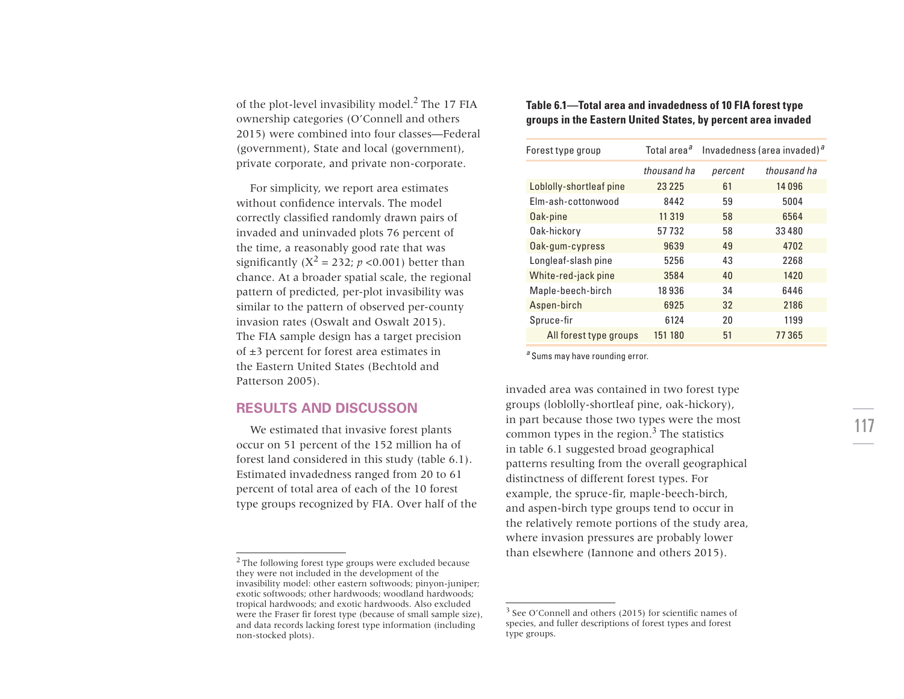of the plot-level invasibility model.[2] The 17 FIA ownership categories (O'Connell and others 2015) were combined into four classes—Federal (government), State and local (government), private corporate, and private non-corporate.

For simplicity, we report area estimates without confidence intervals. The model correctly classified randomly drawn pairs of invaded and uninvaded plots 76 percent of the time, a reasonably good rate that was significantly ($X^2 = 232$; $p < 0.001$) better than chance. At a broader spatial scale, the regional pattern of predicted, per-plot invasibility was similar to the pattern of observed per-county invasion rates (Oswalt and Oswalt 2015). The FIA sample design has a target precision of ±3 percent for forest area estimates in the Eastern United States (Bechtold and Patterson 2005).

## RESULTS AND DISCUSSON

We estimated that invasive forest plants occur on 51 percent of the 152 million ha of forest land considered in this study (table 6.1). Estimated invadedness ranged from 20 to 61 percent of total area of each of the 10 forest type groups recognized by FIA. Over half of the invaded area was contained in two forest type groups (loblolly-shortleaf pine, oak-hickory), in part because those two types were the most common types in the region.[3] The statistics in table 6.1 suggested broad geographical patterns resulting from the overall geographical distinctness of different forest types. For example, the spruce-fir, maple-beech-birch, and aspen-birch type groups tend to occur in the relatively remote portions of the study area, where invasion pressures are probably lower than elsewhere (Iannone and others 2015).

**Table 6.1—Total area and invadedness of 10 FIA forest type groups in the Eastern United States, by percent area invaded**

| Forest type group | Total area[a] | Invadedness (area invaded)[a] | |
|---|---|---|---|
| | *thousand ha* | *percent* | *thousand ha* |
| Loblolly-shortleaf pine | 23 225 | 61 | 14 096 |
| Elm-ash-cottonwood | 8442 | 59 | 5004 |
| Oak-pine | 11 319 | 58 | 6564 |
| Oak-hickory | 57 732 | 58 | 33 480 |
| Oak-gum-cypress | 9639 | 49 | 4702 |
| Longleaf-slash pine | 5256 | 43 | 2268 |
| White-red-jack pine | 3584 | 40 | 1420 |
| Maple-beech-birch | 18 936 | 34 | 6446 |
| Aspen-birch | 6925 | 32 | 2186 |
| Spruce-fir | 6124 | 20 | 1199 |
| All forest type groups | 151 180 | 51 | 77 365 |

[a] Sums may have rounding error.

[2] The following forest type groups were excluded because they were not included in the development of the invasibility model: other eastern softwoods; pinyon-juniper; exotic softwoods; other hardwoods; woodland hardwoods; tropical hardwoods; and exotic hardwoods. Also excluded were the Fraser fir forest type (because of small sample size), and data records lacking forest type information (including non-stocked plots).

[3] See O'Connell and others (2015) for scientific names of species, and fuller descriptions of forest types and forest type groups.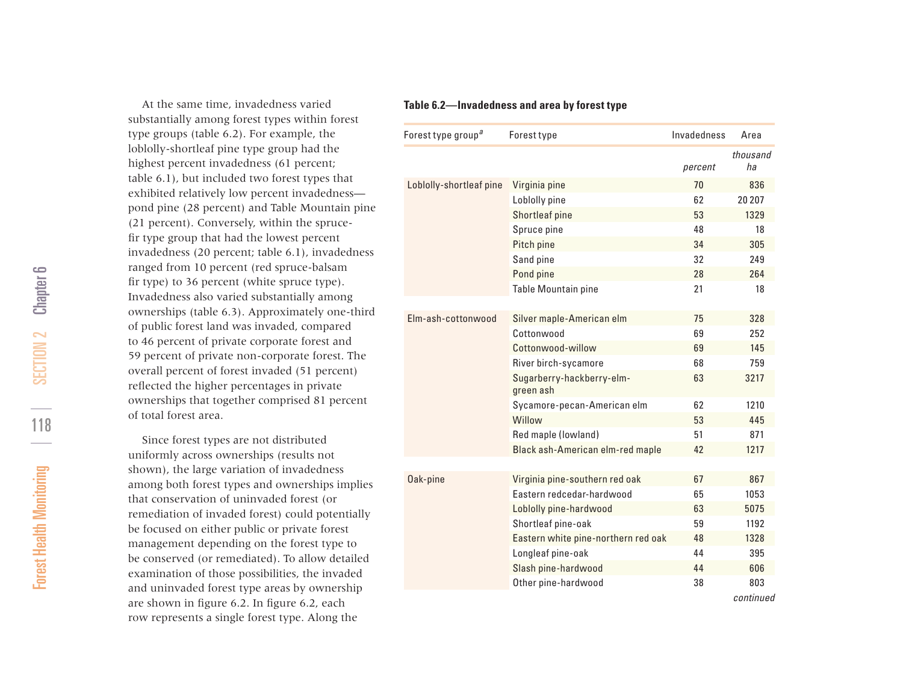At the same time, invadedness varied substantially among forest types within forest type groups (table 6.2). For example, the loblolly-shortleaf pine type group had the highest percent invadedness (61 percent; table 6.1), but included two forest types that exhibited relatively low percent invadedness—pond pine (28 percent) and Table Mountain pine (21 percent). Conversely, within the spruce-fir type group that had the lowest percent invadedness (20 percent; table 6.1), invadedness ranged from 10 percent (red spruce-balsam fir type) to 36 percent (white spruce type). Invadedness also varied substantially among ownerships (table 6.3). Approximately one-third of public forest land was invaded, compared to 46 percent of private corporate forest and 59 percent of private non-corporate forest. The overall percent of forest invaded (51 percent) reflected the higher percentages in private ownerships that together comprised 81 percent of total forest area.

Since forest types are not distributed uniformly across ownerships (results not shown), the large variation of invadedness among both forest types and ownerships implies that conservation of uninvaded forest (or remediation of invaded forest) could potentially be focused on either public or private forest management depending on the forest type to be conserved (or remediated). To allow detailed examination of those possibilities, the invaded and uninvaded forest type areas by ownership are shown in figure 6.2. In figure 6.2, each row represents a single forest type. Along the

**Table 6.2—Invadedness and area by forest type**

| Forest type group[a] | Forest type | Invadedness | Area |
|---|---|---|---|
| | | *percent* | *thousand ha* |
| Loblolly-shortleaf pine | Virginia pine | 70 | 836 |
| | Loblolly pine | 62 | 20 207 |
| | Shortleaf pine | 53 | 1329 |
| | Spruce pine | 48 | 18 |
| | Pitch pine | 34 | 305 |
| | Sand pine | 32 | 249 |
| | Pond pine | 28 | 264 |
| | Table Mountain pine | 21 | 18 |
| Elm-ash-cottonwood | Silver maple-American elm | 75 | 328 |
| | Cottonwood | 69 | 252 |
| | Cottonwood-willow | 69 | 145 |
| | River birch-sycamore | 68 | 759 |
| | Sugarberry-hackberry-elm-green ash | 63 | 3217 |
| | Sycamore-pecan-American elm | 62 | 1210 |
| | Willow | 53 | 445 |
| | Red maple (lowland) | 51 | 871 |
| | Black ash-American elm-red maple | 42 | 1217 |
| Oak-pine | Virginia pine-southern red oak | 67 | 867 |
| | Eastern redcedar-hardwood | 65 | 1053 |
| | Loblolly pine-hardwood | 63 | 5075 |
| | Shortleaf pine-oak | 59 | 1192 |
| | Eastern white pine-northern red oak | 48 | 1328 |
| | Longleaf pine-oak | 44 | 395 |
| | Slash pine-hardwood | 44 | 606 |
| | Other pine-hardwood | 38 | 803 |

*continued*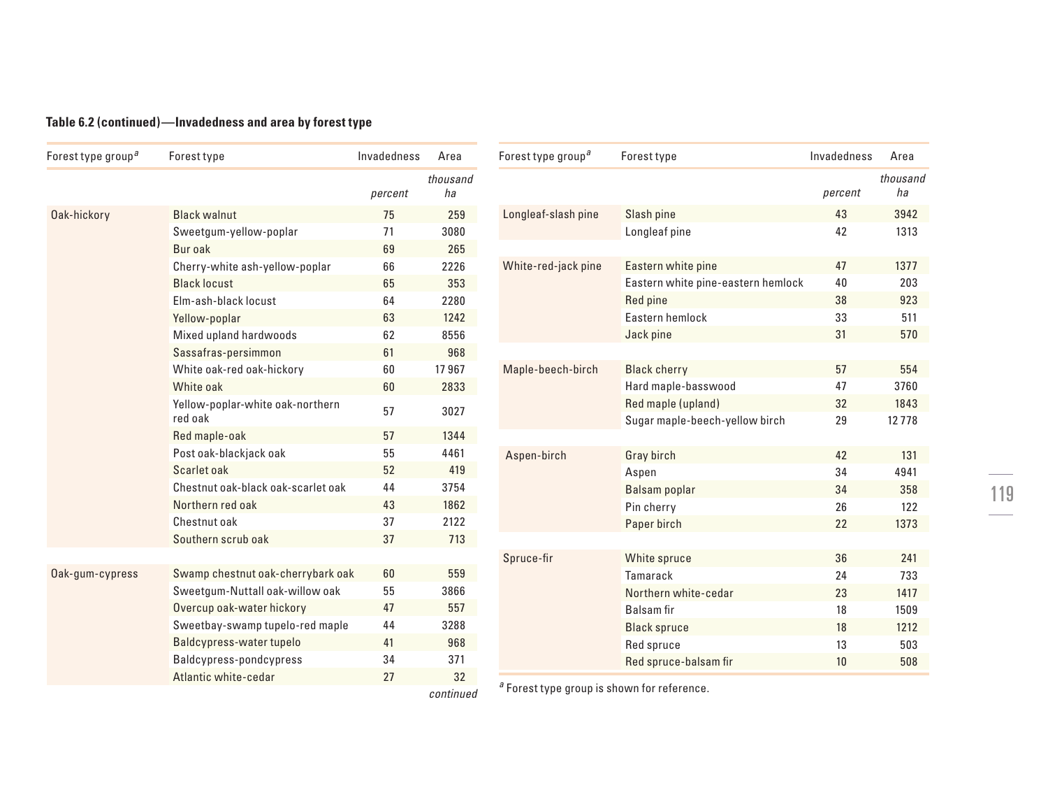**Table 6.2 (continued)—Invadedness and area by forest type**

| Forest type group[a] | Forest type | Invadedness | Area |
|---|---|---|---|
| | | *percent* | *thousand ha* |
| Oak-hickory | Black walnut | 75 | 259 |
| | Sweetgum-yellow-poplar | 71 | 3080 |
| | Bur oak | 69 | 265 |
| | Cherry-white ash-yellow-poplar | 66 | 2226 |
| | Black locust | 65 | 353 |
| | Elm-ash-black locust | 64 | 2280 |
| | Yellow-poplar | 63 | 1242 |
| | Mixed upland hardwoods | 62 | 8556 |
| | Sassafras-persimmon | 61 | 968 |
| | White oak-red oak-hickory | 60 | 17 967 |
| | White oak | 60 | 2833 |
| | Yellow-poplar-white oak-northern red oak | 57 | 3027 |
| | Red maple-oak | 57 | 1344 |
| | Post oak-blackjack oak | 55 | 4461 |
| | Scarlet oak | 52 | 419 |
| | Chestnut oak-black oak-scarlet oak | 44 | 3754 |
| | Northern red oak | 43 | 1862 |
| | Chestnut oak | 37 | 2122 |
| | Southern scrub oak | 37 | 713 |
| Oak-gum-cypress | Swamp chestnut oak-cherrybark oak | 60 | 559 |
| | Sweetgum-Nuttall oak-willow oak | 55 | 3866 |
| | Overcup oak-water hickory | 47 | 557 |
| | Sweetbay-swamp tupelo-red maple | 44 | 3288 |
| | Baldcypress-water tupelo | 41 | 968 |
| | Baldcypress-pondcypress | 34 | 371 |
| | Atlantic white-cedar | 27 | 32 |
| Longleaf-slash pine | Slash pine | 43 | 3942 |
| | Longleaf pine | 42 | 1313 |
| White-red-jack pine | Eastern white pine | 47 | 1377 |
| | Eastern white pine-eastern hemlock | 40 | 203 |
| | Red pine | 38 | 923 |
| | Eastern hemlock | 33 | 511 |
| | Jack pine | 31 | 570 |
| Maple-beech-birch | Black cherry | 57 | 554 |
| | Hard maple-basswood | 47 | 3760 |
| | Red maple (upland) | 32 | 1843 |
| | Sugar maple-beech-yellow birch | 29 | 12 778 |
| Aspen-birch | Gray birch | 42 | 131 |
| | Aspen | 34 | 4941 |
| | Balsam poplar | 34 | 358 |
| | Pin cherry | 26 | 122 |
| | Paper birch | 22 | 1373 |
| Spruce-fir | White spruce | 36 | 241 |
| | Tamarack | 24 | 733 |
| | Northern white-cedar | 23 | 1417 |
| | Balsam fir | 18 | 1509 |
| | Black spruce | 18 | 1212 |
| | Red spruce | 13 | 503 |
| | Red spruce-balsam fir | 10 | 508 |

[a] Forest type group is shown for reference.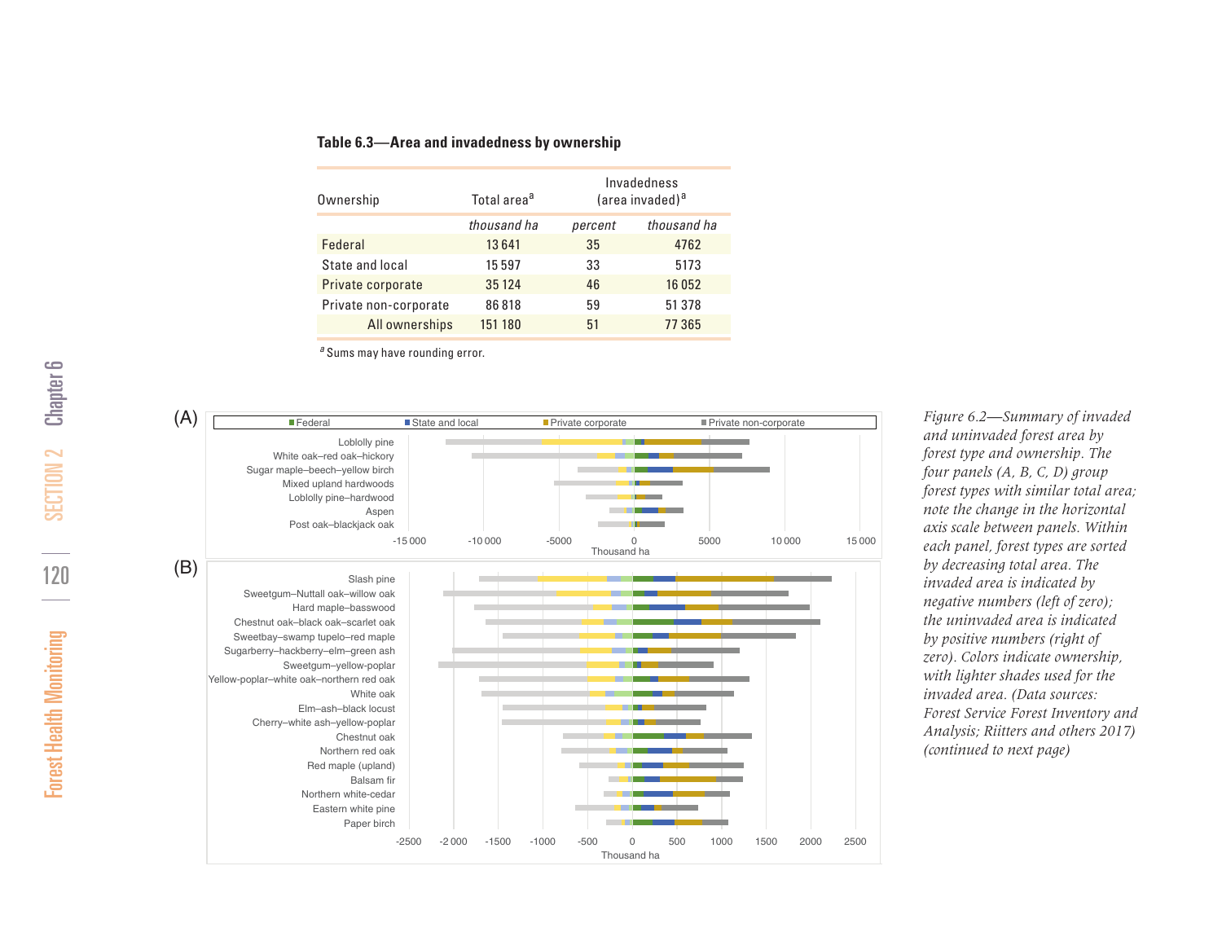**Table 6.3—Area and invadedness by ownership**

| Ownership | Total area[a] | Invadedness (area invaded)[a] | |
|---|---|---|---|
| | *thousand ha* | *percent* | *thousand ha* |
| Federal | 13 641 | 35 | 4762 |
| State and local | 15 597 | 33 | 5173 |
| Private corporate | 35 124 | 46 | 16 052 |
| Private non-corporate | 86 818 | 59 | 51 378 |
| All ownerships | 151 180 | 51 | 77 365 |

[a] Sums may have rounding error.

(A)

Federal
State and local
Private corporate
Private non-corporate

Loblolly pine
White oak–red oak–hickory
Sugar maple–beech–yellow birch
Mixed upland hardwoods
Loblolly pine–hardwood
Aspen
Post oak–blackjack oak

-15 000 -10 000 -5000 0 5000 10 000 15 000

Thousand ha

(B)

Slash pine
Sweetgum–Nuttall oak–willow oak
Hard maple–basswood
Chestnut oak–black oak–scarlet oak
Sweetbay–swamp tupelo–red maple
Sugarberry–hackberry–elm–green ash
Sweetgum–yellow-poplar
Yellow-poplar–white oak–northern red oak
White oak
Elm–ash–black locust
Cherry–white ash–yellow-poplar
Chestnut oak
Northern red oak
Red maple (upland)
Balsam fir
Northern white-cedar
Eastern white pine
Paper birch

-2500 -2000 -1500 -1000 -500 0 500 1000 1500 2000 2500

Thousand ha

*Figure 6.2—Summary of invaded and uninvaded forest area by forest type and ownership. The four panels (A, B, C, D) group forest types with similar total area; note the change in the horizontal axis scale between panels. Within each panel, forest types are sorted by decreasing total area. The invaded area is indicated by negative numbers (left of zero); the uninvaded area is indicated by positive numbers (right of zero). Colors indicate ownership, with lighter shades used for the invaded area. (Data sources: Forest Service Forest Inventory and Analysis; Riitters and others 2017) (continued to next page)*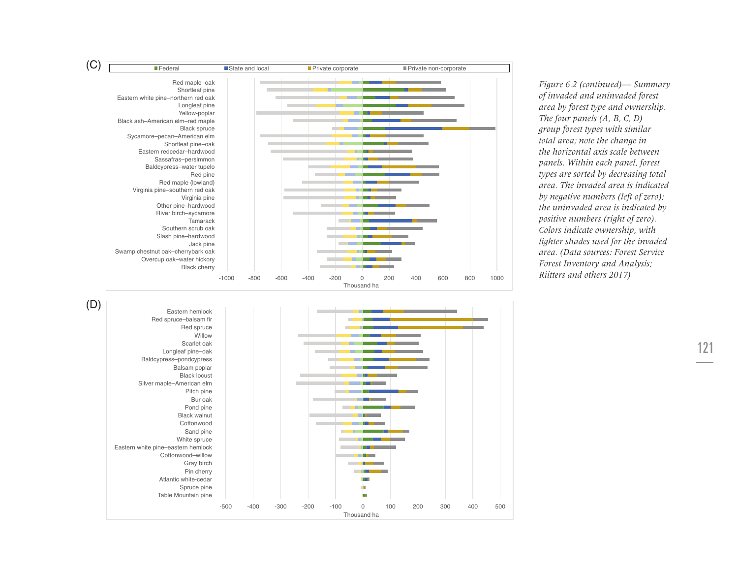(C)

Federal
State and local
Private corporate
Private non-corporate

Red maple–oak
Shortleaf pine
Eastern white pine–northern red oak
Longleaf pine
Yellow-poplar
Black ash–American elm–red maple
Black spruce
Sycamore–pecan–American elm
Shortleaf pine–oak
Eastern redcedar–hardwood
Sassafras–persimmon
Baldcypress–water tupelo
Red pine
Red maple (lowland)
Virginia pine–southern red oak
Virginia pine
Other pine–hardwood
River birch–sycamore
Tamarack
Southern scrub oak
Slash pine–hardwood
Jack pine
Swamp chestnut oak–cherrybark oak
Overcup oak–water hickory
Black cherry

-1000 -800 -600 -400 -200 0 200 400 600 800 1000

Thousand ha

(D)

Eastern hemlock
Red spruce–balsam fir
Red spruce
Willow
Scarlet oak
Longleaf pine–oak
Baldcypress–pondcypress
Balsam poplar
Black locust
Silver maple–American elm
Pitch pine
Bur oak
Pond pine
Black walnut
Cottonwood
Sand pine
White spruce
Eastern white pine–eastern hemlock
Cottonwood–willow
Gray birch
Pin cherry
Atlantic white-cedar
Spruce pine
Table Mountain pine

-500 -400 -300 -200 -100 0 100 200 300 400 500

Thousand ha

*Figure 6.2 (continued)— Summary of invaded and uninvaded forest area by forest type and ownership. The four panels (A, B, C, D) group forest types with similar total area; note the change in the horizontal axis scale between panels. Within each panel, forest types are sorted by decreasing total area. The invaded area is indicated by negative numbers (left of zero); the uninvaded area is indicated by positive numbers (right of zero). Colors indicate ownership, with lighter shades used for the invaded area. (Data sources: Forest Service Forest Inventory and Analysis; Riitters and others 2017)*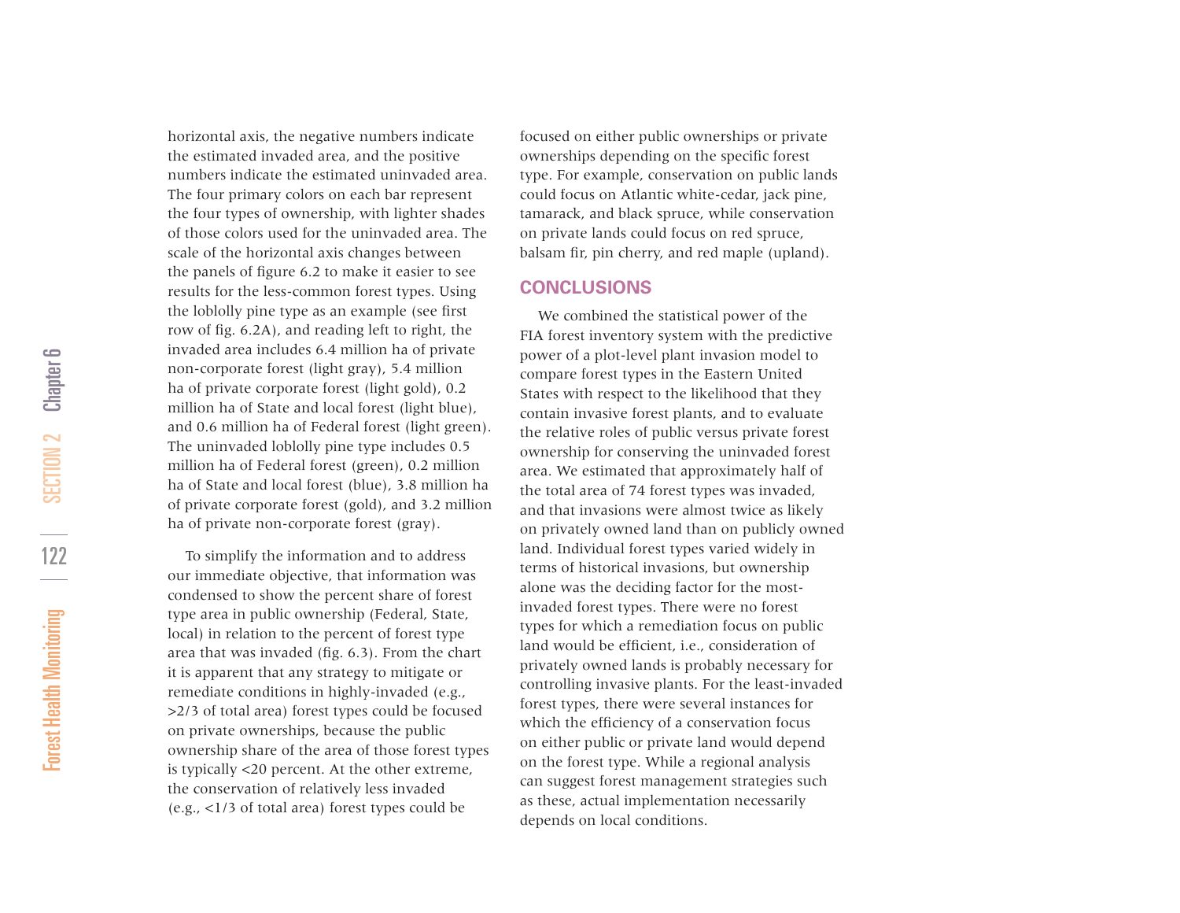horizontal axis, the negative numbers indicate the estimated invaded area, and the positive numbers indicate the estimated uninvaded area. The four primary colors on each bar represent the four types of ownership, with lighter shades of those colors used for the uninvaded area. The scale of the horizontal axis changes between the panels of figure 6.2 to make it easier to see results for the less-common forest types. Using the loblolly pine type as an example (see first row of fig. 6.2A), and reading left to right, the invaded area includes 6.4 million ha of private non-corporate forest (light gray), 5.4 million ha of private corporate forest (light gold), 0.2 million ha of State and local forest (light blue), and 0.6 million ha of Federal forest (light green). The uninvaded loblolly pine type includes 0.5 million ha of Federal forest (green), 0.2 million ha of State and local forest (blue), 3.8 million ha of private corporate forest (gold), and 3.2 million ha of private non-corporate forest (gray).

To simplify the information and to address our immediate objective, that information was condensed to show the percent share of forest type area in public ownership (Federal, State, local) in relation to the percent of forest type area that was invaded (fig. 6.3). From the chart it is apparent that any strategy to mitigate or remediate conditions in highly-invaded (e.g., >2/3 of total area) forest types could be focused on private ownerships, because the public ownership share of the area of those forest types is typically <20 percent. At the other extreme, the conservation of relatively less invaded (e.g., <1/3 of total area) forest types could be focused on either public ownerships or private ownerships depending on the specific forest type. For example, conservation on public lands could focus on Atlantic white-cedar, jack pine, tamarack, and black spruce, while conservation on private lands could focus on red spruce, balsam fir, pin cherry, and red maple (upland).

## CONCLUSIONS

We combined the statistical power of the FIA forest inventory system with the predictive power of a plot-level plant invasion model to compare forest types in the Eastern United States with respect to the likelihood that they contain invasive forest plants, and to evaluate the relative roles of public versus private forest ownership for conserving the uninvaded forest area. We estimated that approximately half of the total area of 74 forest types was invaded, and that invasions were almost twice as likely on privately owned land than on publicly owned land. Individual forest types varied widely in terms of historical invasions, but ownership alone was the deciding factor for the most-invaded forest types. There were no forest types for which a remediation focus on public land would be efficient, i.e., consideration of privately owned lands is probably necessary for controlling invasive plants. For the least-invaded forest types, there were several instances for which the efficiency of a conservation focus on either public or private land would depend on the forest type. While a regional analysis can suggest forest management strategies such as these, actual implementation necessarily depends on local conditions.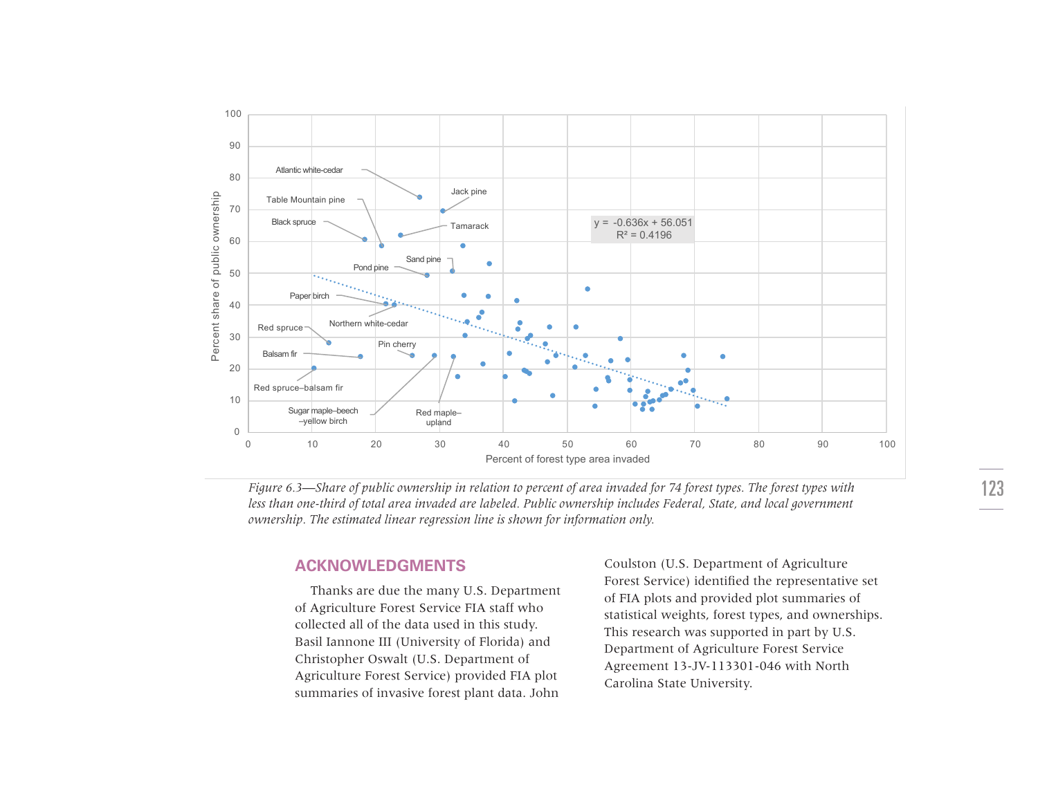100
90
80
70
60
50
40
30
20
10
0

Percent share of public ownership

0 10 20 30 40 50 60 70 80 90 100

Percent of forest type area invaded

y = -0.636x + 56.051
R² = 0.4196

Atlantic white-cedar
Jack pine
Table Mountain pine
Black spruce
Tamarack
Sand pine
Pond pine
Paper birch
Northern white-cedar
Red spruce
Pin cherry
Balsam fir
Red spruce–balsam fir
Sugar maple–beech –yellow birch
Red maple– upland

*Figure 6.3—Share of public ownership in relation to percent of area invaded for 74 forest types. The forest types with less than one-third of total area invaded are labeled. Public ownership includes Federal, State, and local government ownership. The estimated linear regression line is shown for information only.*

## ACKNOWLEDGMENTS

Thanks are due the many U.S. Department of Agriculture Forest Service FIA staff who collected all of the data used in this study. Basil Iannone III (University of Florida) and Christopher Oswalt (U.S. Department of Agriculture Forest Service) provided FIA plot summaries of invasive forest plant data. John Coulston (U.S. Department of Agriculture Forest Service) identified the representative set of FIA plots and provided plot summaries of statistical weights, forest types, and ownerships. This research was supported in part by U.S. Department of Agriculture Forest Service Agreement 13-JV-113301-046 with North Carolina State University.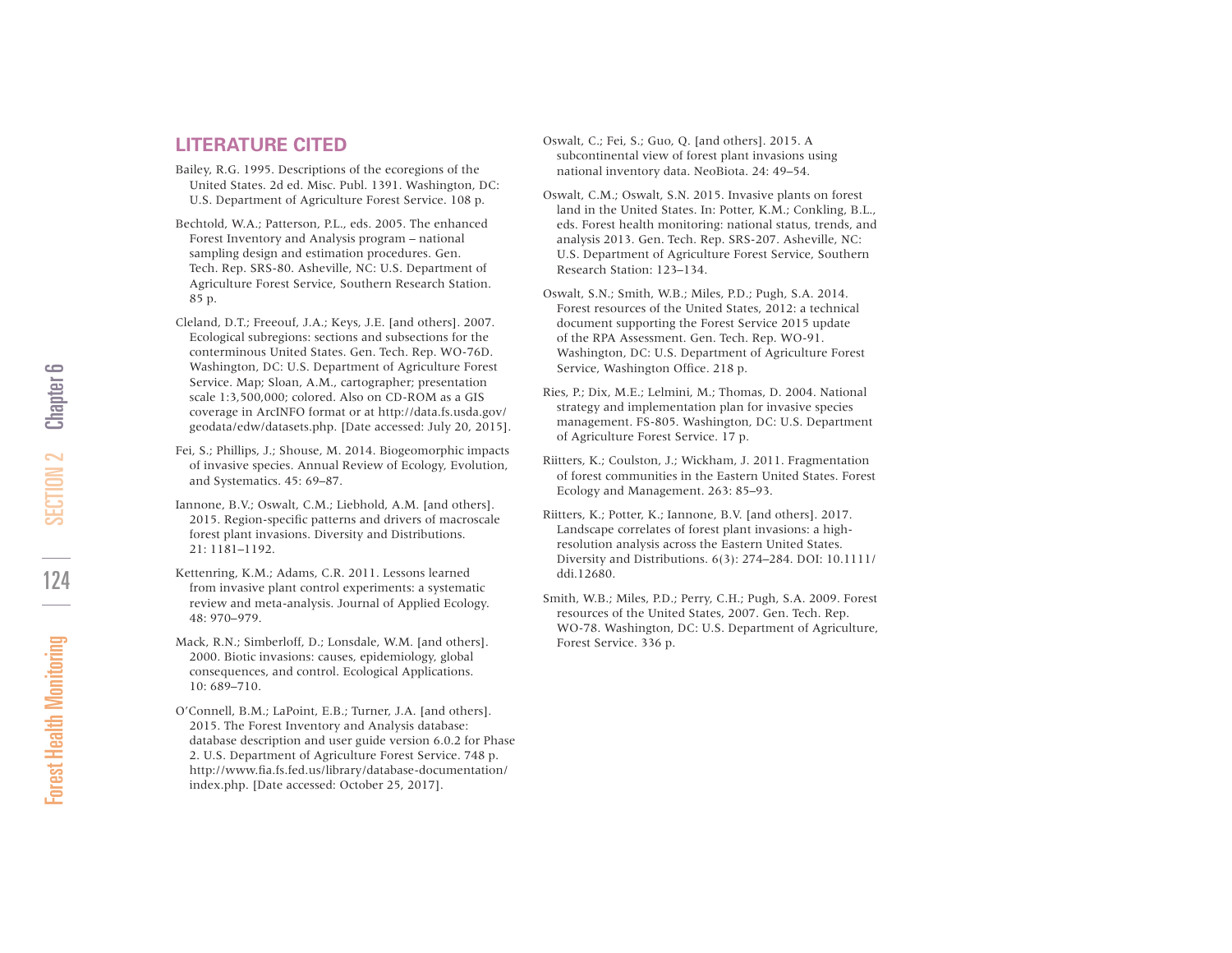## LITERATURE CITED

Bailey, R.G. 1995. Descriptions of the ecoregions of the United States. 2d ed. Misc. Publ. 1391. Washington, DC: U.S. Department of Agriculture Forest Service. 108 p.

Bechtold, W.A.; Patterson, P.L., eds. 2005. The enhanced Forest Inventory and Analysis program – national sampling design and estimation procedures. Gen. Tech. Rep. SRS-80. Asheville, NC: U.S. Department of Agriculture Forest Service, Southern Research Station. 85 p.

Cleland, D.T.; Freeouf, J.A.; Keys, J.E. [and others]. 2007. Ecological subregions: sections and subsections for the conterminous United States. Gen. Tech. Rep. WO-76D. Washington, DC: U.S. Department of Agriculture Forest Service. Map; Sloan, A.M., cartographer; presentation scale 1:3,500,000; colored. Also on CD-ROM as a GIS coverage in ArcINFO format or at http://data.fs.usda.gov/geodata/edw/datasets.php. [Date accessed: July 20, 2015].

Fei, S.; Phillips, J.; Shouse, M. 2014. Biogeomorphic impacts of invasive species. Annual Review of Ecology, Evolution, and Systematics. 45: 69–87.

Iannone, B.V.; Oswalt, C.M.; Liebhold, A.M. [and others]. 2015. Region-specific patterns and drivers of macroscale forest plant invasions. Diversity and Distributions. 21: 1181–1192.

Kettenring, K.M.; Adams, C.R. 2011. Lessons learned from invasive plant control experiments: a systematic review and meta-analysis. Journal of Applied Ecology. 48: 970–979.

Mack, R.N.; Simberloff, D.; Lonsdale, W.M. [and others]. 2000. Biotic invasions: causes, epidemiology, global consequences, and control. Ecological Applications. 10: 689–710.

O'Connell, B.M.; LaPoint, E.B.; Turner, J.A. [and others]. 2015. The Forest Inventory and Analysis database: database description and user guide version 6.0.2 for Phase 2. U.S. Department of Agriculture Forest Service. 748 p. http://www.fia.fs.fed.us/library/database-documentation/index.php. [Date accessed: October 25, 2017].

Oswalt, C.; Fei, S.; Guo, Q. [and others]. 2015. A subcontinental view of forest plant invasions using national inventory data. NeoBiota. 24: 49–54.

Oswalt, C.M.; Oswalt, S.N. 2015. Invasive plants on forest land in the United States. In: Potter, K.M.; Conkling, B.L., eds. Forest health monitoring: national status, trends, and analysis 2013. Gen. Tech. Rep. SRS-207. Asheville, NC: U.S. Department of Agriculture Forest Service, Southern Research Station: 123–134.

Oswalt, S.N.; Smith, W.B.; Miles, P.D.; Pugh, S.A. 2014. Forest resources of the United States, 2012: a technical document supporting the Forest Service 2015 update of the RPA Assessment. Gen. Tech. Rep. WO-91. Washington, DC: U.S. Department of Agriculture Forest Service, Washington Office. 218 p.

Ries, P.; Dix, M.E.; Lelmini, M.; Thomas, D. 2004. National strategy and implementation plan for invasive species management. FS-805. Washington, DC: U.S. Department of Agriculture Forest Service. 17 p.

Riitters, K.; Coulston, J.; Wickham, J. 2011. Fragmentation of forest communities in the Eastern United States. Forest Ecology and Management. 263: 85–93.

Riitters, K.; Potter, K.; Iannone, B.V. [and others]. 2017. Landscape correlates of forest plant invasions: a high-resolution analysis across the Eastern United States. Diversity and Distributions. 6(3): 274–284. DOI: 10.1111/ddi.12680.

Smith, W.B.; Miles, P.D.; Perry, C.H.; Pugh, S.A. 2009. Forest resources of the United States, 2007. Gen. Tech. Rep. WO-78. Washington, DC: U.S. Department of Agriculture, Forest Service. 336 p.